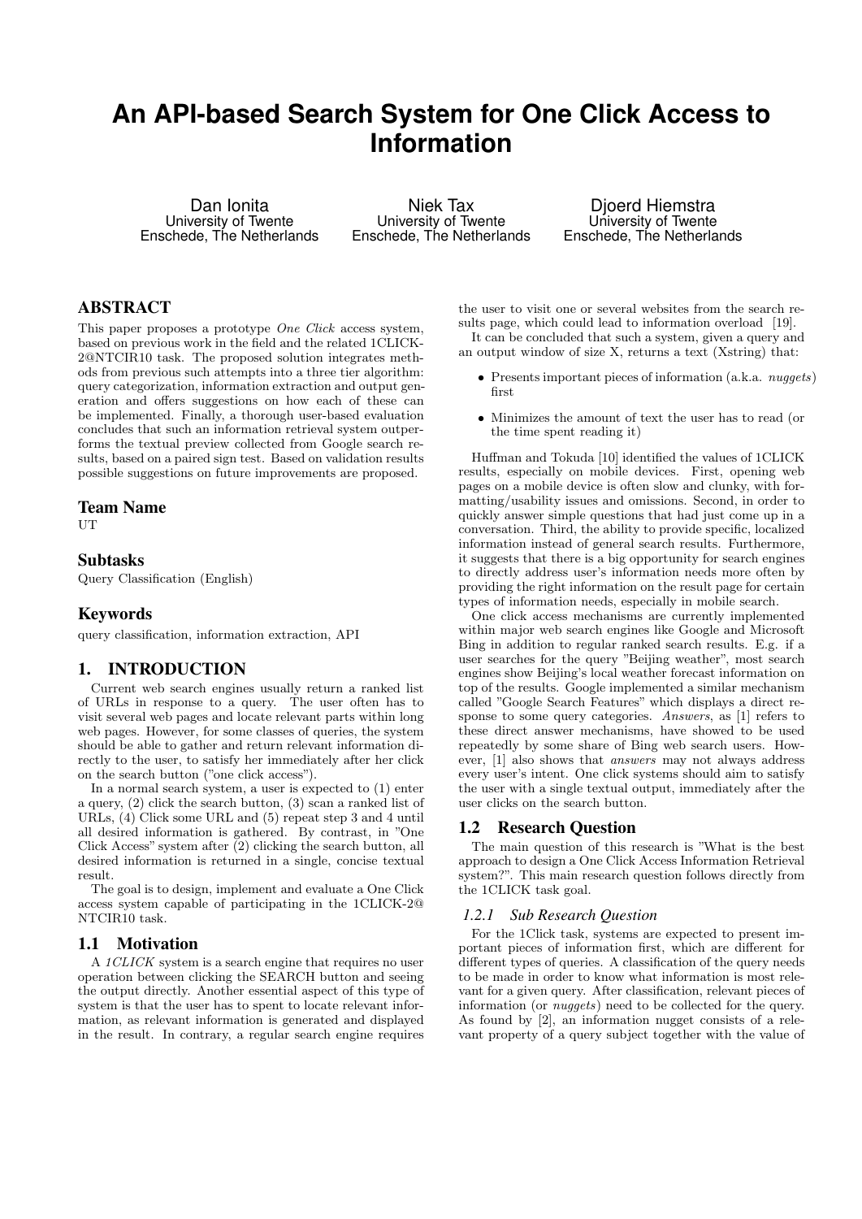# An API-based Search System for One Click Access to Information

Dan Ionita
University of Twente
Enschede, The Netherlands

Niek Tax
University of Twente
Enschede, The Netherlands

Djoerd Hiemstra
University of Twente
Enschede, The Netherlands

## ABSTRACT

This paper proposes a prototype *One Click* access system, based on previous work in the field and the related 1CLICK-2@NTCIR10 task. The proposed solution integrates methods from previous such attempts into a three tier algorithm: query categorization, information extraction and output generation and offers suggestions on how each of these can be implemented. Finally, a thorough user-based evaluation concludes that such an information retrieval system outperforms the textual preview collected from Google search results, based on a paired sign test. Based on validation results possible suggestions on future improvements are proposed.

## Team Name

UT

## Subtasks

Query Classification (English)

## Keywords

query classification, information extraction, API

## 1. INTRODUCTION

Current web search engines usually return a ranked list of URLs in response to a query. The user often has to visit several web pages and locate relevant parts within long web pages. However, for some classes of queries, the system should be able to gather and return relevant information directly to the user, to satisfy her immediately after her click on the search button ("one click access").

In a normal search system, a user is expected to (1) enter a query, (2) click the search button, (3) scan a ranked list of URLs, (4) Click some URL and (5) repeat step 3 and 4 until all desired information is gathered. By contrast, in "One Click Access" system after (2) clicking the search button, all desired information is returned in a single, concise textual result.

The goal is to design, implement and evaluate a One Click access system capable of participating in the 1CLICK-2@NTCIR10 task.

### 1.1 Motivation

A *1CLICK* system is a search engine that requires no user operation between clicking the SEARCH button and seeing the output directly. Another essential aspect of this type of system is that the user has to spent to locate relevant information, as relevant information is generated and displayed in the result. In contrary, a regular search engine requires the user to visit one or several websites from the search results page, which could lead to information overload [19].

It can be concluded that such a system, given a query and an output window of size X, returns a text (Xstring) that:

- Presents important pieces of information (a.k.a. *nuggets*) first
- Minimizes the amount of text the user has to read (or the time spent reading it)

Huffman and Tokuda [10] identified the values of 1CLICK results, especially on mobile devices. First, opening web pages on a mobile device is often slow and clunky, with formatting/usability issues and omissions. Second, in order to quickly answer simple questions that had just come up in a conversation. Third, the ability to provide specific, localized information instead of general search results. Furthermore, it suggests that there is a big opportunity for search engines to directly address user's information needs more often by providing the right information on the result page for certain types of information needs, especially in mobile search.

One click access mechanisms are currently implemented within major web search engines like Google and Microsoft Bing in addition to regular ranked search results. E.g. if a user searches for the query "Beijing weather", most search engines show Beijing's local weather forecast information on top of the results. Google implemented a similar mechanism called "Google Search Features" which displays a direct response to some query categories. *Answers*, as [1] refers to these direct answer mechanisms, have showed to be used repeatedly by some share of Bing web search users. However, [1] also shows that *answers* may not always address every user's intent. One click systems should aim to satisfy the user with a single textual output, immediately after the user clicks on the search button.

### 1.2 Research Question

The main question of this research is "What is the best approach to design a One Click Access Information Retrieval system?". This main research question follows directly from the 1CLICK task goal.

#### *1.2.1 Sub Research Question*

For the 1Click task, systems are expected to present important pieces of information first, which are different for different types of queries. A classification of the query needs to be made in order to know what information is most relevant for a given query. After classification, relevant pieces of information (or *nuggets*) need to be collected for the query. As found by [2], an information nugget consists of a relevant property of a query subject together with the value of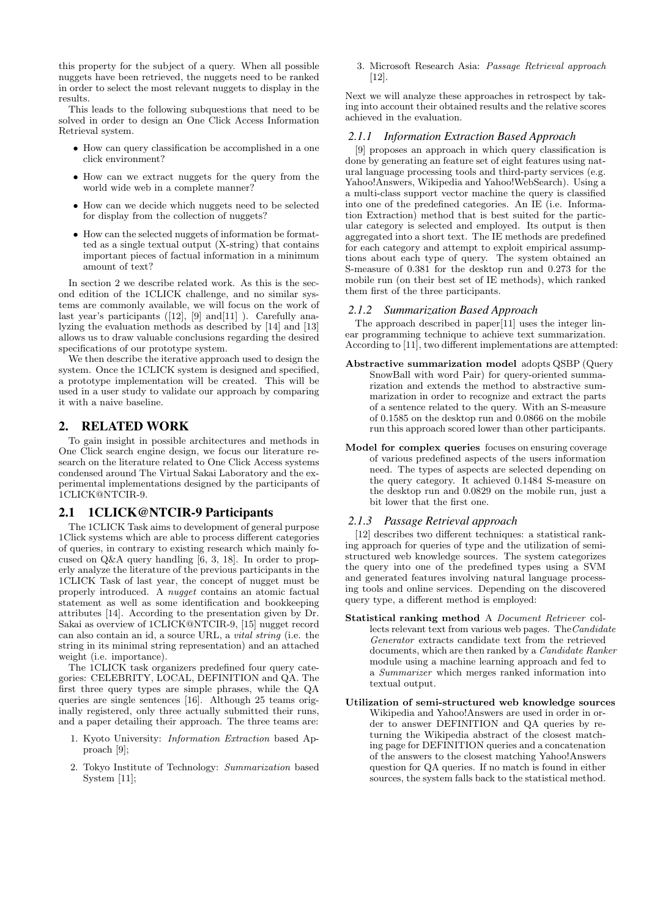this property for the subject of a query. When all possible nuggets have been retrieved, the nuggets need to be ranked in order to select the most relevant nuggets to display in the results.

This leads to the following subquestions that need to be solved in order to design an One Click Access Information Retrieval system.

- How can query classification be accomplished in a one click environment?
- How can we extract nuggets for the query from the world wide web in a complete manner?
- How can we decide which nuggets need to be selected for display from the collection of nuggets?
- How can the selected nuggets of information be formatted as a single textual output (X-string) that contains important pieces of factual information in a minimum amount of text?

In section 2 we describe related work. As this is the second edition of the 1CLICK challenge, and no similar systems are commonly available, we will focus on the work of last year's participants ([12], [9] and[11] ). Carefully analyzing the evaluation methods as described by [14] and [13] allows us to draw valuable conclusions regarding the desired specifications of our prototype system.

We then describe the iterative approach used to design the system. Once the 1CLICK system is designed and specified, a prototype implementation will be created. This will be used in a user study to validate our approach by comparing it with a naive baseline.

# 2. RELATED WORK

To gain insight in possible architectures and methods in One Click search engine design, we focus our literature research on the literature related to One Click Access systems condensed around The Virtual Sakai Laboratory and the experimental implementations designed by the participants of 1CLICK@NTCIR-9.

## 2.1 1CLICK@NTCIR-9 Participants

The 1CLICK Task aims to development of general purpose 1Click systems which are able to process different categories of queries, in contrary to existing research which mainly focused on Q&A query handling [6, 3, 18]. In order to properly analyze the literature of the previous participants in the 1CLICK Task of last year, the concept of nugget must be properly introduced. A *nugget* contains an atomic factual statement as well as some identification and bookkeeping attributes [14]. According to the presentation given by Dr. Sakai as overview of 1CLICK@NTCIR-9, [15] nugget record can also contain an id, a source URL, a *vital string* (i.e. the string in its minimal string representation) and an attached weight (i.e. importance).

The 1CLICK task organizers predefined four query categories: CELEBRITY, LOCAL, DEFINITION and QA. The first three query types are simple phrases, while the QA queries are single sentences [16]. Although 25 teams originally registered, only three actually submitted their runs, and a paper detailing their approach. The three teams are:

1. Kyoto University: *Information Extraction* based Approach [9];
2. Tokyo Institute of Technology: *Summarization* based System [11];
3. Microsoft Research Asia: *Passage Retrieval approach* [12].

Next we will analyze these approaches in retrospect by taking into account their obtained results and the relative scores achieved in the evaluation.

### 2.1.1 Information Extraction Based Approach

[9] proposes an approach in which query classification is done by generating an feature set of eight features using natural language processing tools and third-party services (e.g. Yahoo!Answers, Wikipedia and Yahoo!WebSearch). Using a a multi-class support vector machine the query is classified into one of the predefined categories. An IE (i.e. Information Extraction) method that is best suited for the particular category is selected and employed. Its output is then aggregated into a short text. The IE methods are predefined for each category and attempt to exploit empirical assumptions about each type of query. The system obtained an S-measure of 0.381 for the desktop run and 0.273 for the mobile run (on their best set of IE methods), which ranked them first of the three participants.

### 2.1.2 Summarization Based Approach

The approach described in paper[11] uses the integer linear programming technique to achieve text summarization. According to [11], two different implementations are attempted:

**Abstractive summarization model** adopts QSBP (Query SnowBall with word Pair) for query-oriented summarization and extends the method to abstractive summarization in order to recognize and extract the parts of a sentence related to the query. With an S-measure of 0.1585 on the desktop run and 0.0866 on the mobile run this approach scored lower than other participants.

**Model for complex queries** focuses on ensuring coverage of various predefined aspects of the users information need. The types of aspects are selected depending on the query category. It achieved 0.1484 S-measure on the desktop run and 0.0829 on the mobile run, just a bit lower that the first one.

### 2.1.3 Passage Retrieval approach

[12] describes two different techniques: a statistical ranking approach for queries of type and the utilization of semi-structured web knowledge sources. The system categorizes the query into one of the predefined types using a SVM and generated features involving natural language processing tools and online services. Depending on the discovered query type, a different method is employed:

**Statistical ranking method** A *Document Retriever* collects relevant text from various web pages. The*Candidate Generator* extracts candidate text from the retrieved documents, which are then ranked by a *Candidate Ranker* module using a machine learning approach and fed to a *Summarizer* which merges ranked information into textual output.

**Utilization of semi-structured web knowledge sources** Wikipedia and Yahoo!Answers are used in order in order to answer DEFINITION and QA queries by returning the Wikipedia abstract of the closest matching page for DEFINITION queries and a concatenation of the answers to the closest matching Yahoo!Answers question for QA queries. If no match is found in either sources, the system falls back to the statistical method.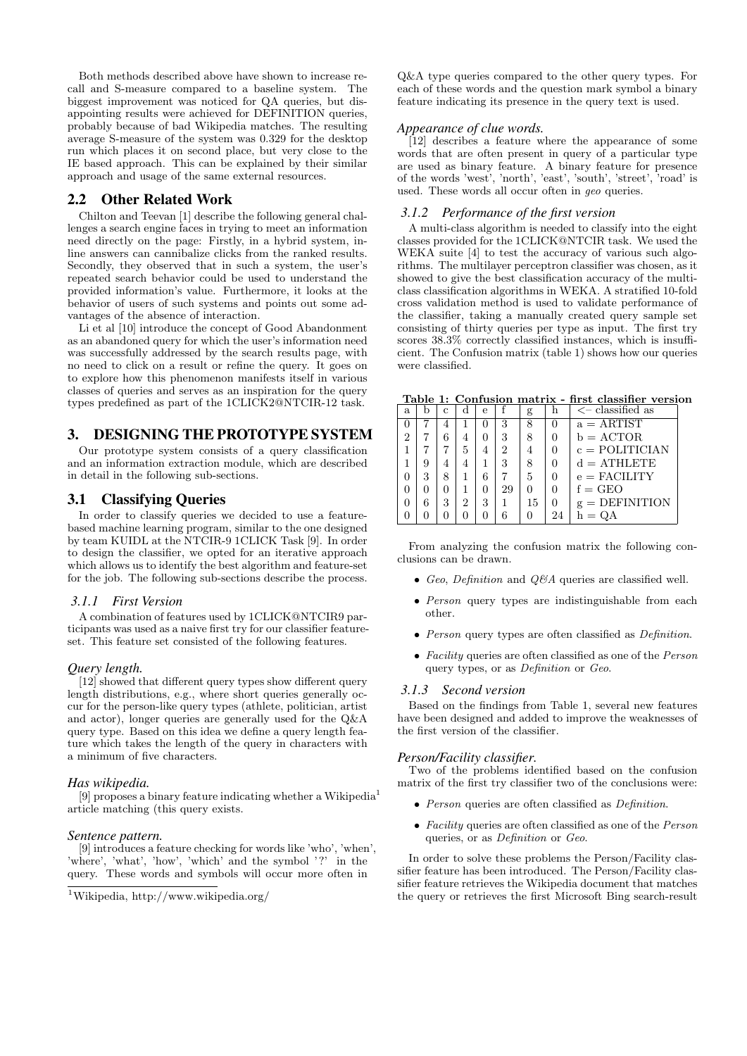Both methods described above have shown to increase recall and S-measure compared to a baseline system. The biggest improvement was noticed for QA queries, but disappointing results were achieved for DEFINITION queries, probably because of bad Wikipedia matches. The resulting average S-measure of the system was 0.329 for the desktop run which places it on second place, but very close to the IE based approach. This can be explained by their similar approach and usage of the same external resources.

## 2.2 Other Related Work

Chilton and Teevan [1] describe the following general challenges a search engine faces in trying to meet an information need directly on the page: Firstly, in a hybrid system, inline answers can cannibalize clicks from the ranked results. Secondly, they observed that in such a system, the user's repeated search behavior could be used to understand the provided information's value. Furthermore, it looks at the behavior of users of such systems and points out some advantages of the absence of interaction.

Li et al [10] introduce the concept of Good Abandonment as an abandoned query for which the user's information need was successfully addressed by the search results page, with no need to click on a result or refine the query. It goes on to explore how this phenomenon manifests itself in various classes of queries and serves as an inspiration for the query types predefined as part of the 1CLICK2@NTCIR-12 task.

# 3. DESIGNING THE PROTOTYPE SYSTEM

Our prototype system consists of a query classification and an information extraction module, which are described in detail in the following sub-sections.

## 3.1 Classifying Queries

In order to classify queries we decided to use a feature-based machine learning program, similar to the one designed by team KUIDL at the NTCIR-9 1CLICK Task [9]. In order to design the classifier, we opted for an iterative approach which allows us to identify the best algorithm and feature-set for the job. The following sub-sections describe the process.

### 3.1.1 First Version

A combination of features used by 1CLICK@NTCIR9 participants was used as a naive first try for our classifier feature-set. This feature set consisted of the following features.

#### Query length.

[12] showed that different query types show different query length distributions, e.g., where short queries generally occur for the person-like query types (athlete, politician, artist and actor), longer queries are generally used for the Q&A query type. Based on this idea we define a query length feature which takes the length of the query in characters with a minimum of five characters.

#### Has wikipedia.

[9] proposes a binary feature indicating whether a Wikipedia[1] article matching (this query exists.

#### Sentence pattern.

[9] introduces a feature checking for words like 'who', 'when', 'where', 'what', 'how', 'which' and the symbol '?' in the query. These words and symbols will occur more often in Q&A type queries compared to the other query types. For each of these words and the question mark symbol a binary feature indicating its presence in the query text is used.

[1]Wikipedia, http://www.wikipedia.org/

#### Appearance of clue words.

[12] describes a feature where the appearance of some words that are often present in query of a particular type are used as binary feature. A binary feature for presence of the words 'west', 'north', 'east', 'south', 'street', 'road' is used. These words all occur often in *geo* queries.

### 3.1.2 Performance of the first version

A multi-class algorithm is needed to classify into the eight classes provided for the 1CLICK@NTCIR task. We used the WEKA suite [4] to test the accuracy of various such algorithms. The multilayer perceptron classifier was chosen, as it showed to give the best classification accuracy of the multi-class classification algorithms in WEKA. A stratified 10-fold cross validation method is used to validate performance of the classifier, taking a manually created query sample set consisting of thirty queries per type as input. The first try scores 38.3% correctly classified instances, which is insufficient. The Confusion matrix (table 1) shows how our queries were classified.

**Table 1: Confusion matrix - first classifier version**

| a | b | c | d | e | f | g | h | <– classified as |
|---|---|---|---|---|---|---|---|---|
| 0 | 7 | 4 | 1 | 0 | 3 | 8 | 0 | a = ARTIST |
| 2 | 7 | 6 | 4 | 0 | 3 | 8 | 0 | b = ACTOR |
| 1 | 7 | 7 | 5 | 4 | 2 | 4 | 0 | c = POLITICIAN |
| 1 | 9 | 4 | 4 | 1 | 3 | 8 | 0 | d = ATHLETE |
| 0 | 3 | 8 | 1 | 6 | 7 | 5 | 0 | e = FACILITY |
| 0 | 0 | 0 | 1 | 0 | 29 | 0 | 0 | f = GEO |
| 0 | 6 | 3 | 2 | 3 | 1 | 15 | 0 | g = DEFINITION |
| 0 | 0 | 0 | 0 | 0 | 6 | 0 | 24 | h = QA |

From analyzing the confusion matrix the following conclusions can be drawn.

- *Geo*, *Definition* and *Q&A* queries are classified well.
- *Person* query types are indistinguishable from each other.
- *Person* query types are often classified as *Definition*.
- *Facility* queries are often classified as one of the *Person* query types, or as *Definition* or *Geo*.

### 3.1.3 Second version

Based on the findings from Table 1, several new features have been designed and added to improve the weaknesses of the first version of the classifier.

#### Person/Facility classifier.

Two of the problems identified based on the confusion matrix of the first try classifier two of the conclusions were:

- *Person* queries are often classified as *Definition*.
- *Facility* queries are often classified as one of the *Person* queries, or as *Definition* or *Geo*.

In order to solve these problems the Person/Facility classifier feature has been introduced. The Person/Facility classifier feature retrieves the Wikipedia document that matches the query or retrieves the first Microsoft Bing search-result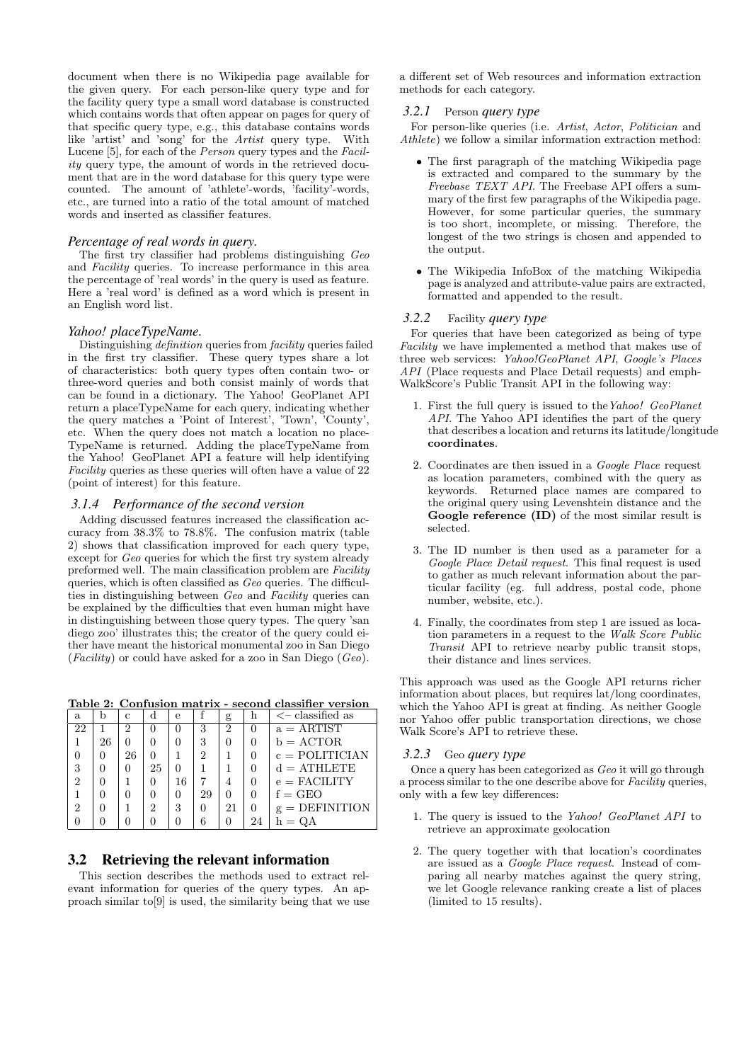document when there is no Wikipedia page available for the given query. For each person-like query type and for the facility query type a small word database is constructed which contains words that often appear on pages for query of that specific query type, e.g., this database contains words like 'artist' and 'song' for the *Artist* query type. With Lucene [5], for each of the *Person* query types and the *Facility* query type, the amount of words in the retrieved document that are in the word database for this query type were counted. The amount of 'athlete'-words, 'facility'-words, etc., are turned into a ratio of the total amount of matched words and inserted as classifier features.

#### *Percentage of real words in query.*

The first try classifier had problems distinguishing *Geo* and *Facility* queries. To increase performance in this area the percentage of 'real words' in the query is used as feature. Here a 'real word' is defined as a word which is present in an English word list.

#### *Yahoo! placeTypeName.*

Distinguishing *definition* queries from *facility* queries failed in the first try classifier. These query types share a lot of characteristics: both query types often contain two- or three-word queries and both consist mainly of words that can be found in a dictionary. The Yahoo! GeoPlanet API return a placeTypeName for each query, indicating whether the query matches a 'Point of Interest', 'Town', 'County', etc. When the query does not match a location no placeTypeName is returned. Adding the placeTypeName from the Yahoo! GeoPlanet API a feature will help identifying *Facility* queries as these queries will often have a value of 22 (point of interest) for this feature.

### *3.1.4 Performance of the second version*

Adding discussed features increased the classification accuracy from 38.3% to 78.8%. The confusion matrix (table 2) shows that classification improved for each query type, except for *Geo* queries for which the first try system already preformed well. The main classification problem are *Facility* queries, which is often classified as *Geo* queries. The difficulties in distinguishing between *Geo* and *Facility* queries can be explained by the difficulties that even human might have in distinguishing between those query types. The query 'san diego zoo' illustrates this; the creator of the query could either have meant the historical monumental zoo in San Diego (*Facility*) or could have asked for a zoo in San Diego (*Geo*).

**Table 2: Confusion matrix - second classifier version**

| a | b | c | d | e | f | g | h | <– classified as |
|---|---|---|---|---|---|---|---|---|
| 22 | 1 | 2 | 0 | 0 | 3 | 2 | 0 | a = ARTIST |
| 1 | 26 | 0 | 0 | 0 | 3 | 0 | 0 | b = ACTOR |
| 0 | 0 | 26 | 0 | 1 | 2 | 1 | 0 | c = POLITICIAN |
| 3 | 0 | 0 | 25 | 0 | 1 | 1 | 0 | d = ATHLETE |
| 2 | 0 | 1 | 0 | 16 | 7 | 4 | 0 | e = FACILITY |
| 1 | 0 | 0 | 0 | 0 | 29 | 0 | 0 | f = GEO |
| 2 | 0 | 1 | 2 | 3 | 0 | 21 | 0 | g = DEFINITION |
| 0 | 0 | 0 | 0 | 0 | 6 | 0 | 24 | h = QA |

## 3.2 Retrieving the relevant information

This section describes the methods used to extract relevant information for queries of the query types. An approach similar to[9] is used, the similarity being that we use a different set of Web resources and information extraction methods for each category.

### *3.2.1* Person *query type*

For person-like queries (i.e. *Artist*, *Actor*, *Politician* and *Athlete*) we follow a similar information extraction method:

- The first paragraph of the matching Wikipedia page is extracted and compared to the summary by the *Freebase TEXT API*. The Freebase API offers a summary of the first few paragraphs of the Wikipedia page. However, for some particular queries, the summary is too short, incomplete, or missing. Therefore, the longest of the two strings is chosen and appended to the output.
- The Wikipedia InfoBox of the matching Wikipedia page is analyzed and attribute-value pairs are extracted, formatted and appended to the result.

### *3.2.2* Facility *query type*

For queries that have been categorized as being of type *Facility* we have implemented a method that makes use of three web services: *Yahoo!GeoPlanet API*, *Google's Places API* (Place requests and Place Detail requests) and emph-WalkScore's Public Transit API in the following way:

1. First the full query is issued to the*Yahoo! GeoPlanet API*. The Yahoo API identifies the part of the query that describes a location and returns its latitude/longitude **coordinates**.
2. Coordinates are then issued in a *Google Place* request as location parameters, combined with the query as keywords. Returned place names are compared to the original query using Levenshtein distance and the **Google reference (ID)** of the most similar result is selected.
3. The ID number is then used as a parameter for a *Google Place Detail request*. This final request is used to gather as much relevant information about the particular facility (eg. full address, postal code, phone number, website, etc.).
4. Finally, the coordinates from step 1 are issued as location parameters in a request to the *Walk Score Public Transit* API to retrieve nearby public transit stops, their distance and lines services.

This approach was used as the Google API returns richer information about places, but requires lat/long coordinates, which the Yahoo API is great at finding. As neither Google nor Yahoo offer public transportation directions, we chose Walk Score's API to retrieve these.

### *3.2.3* Geo *query type*

Once a query has been categorized as *Geo* it will go through a process similar to the one describe above for *Facility* queries, only with a few key differences:

1. The query is issued to the *Yahoo! GeoPlanet API* to retrieve an approximate geolocation
2. The query together with that location's coordinates are issued as a *Google Place request*. Instead of comparing all nearby matches against the query string, we let Google relevance ranking create a list of places (limited to 15 results).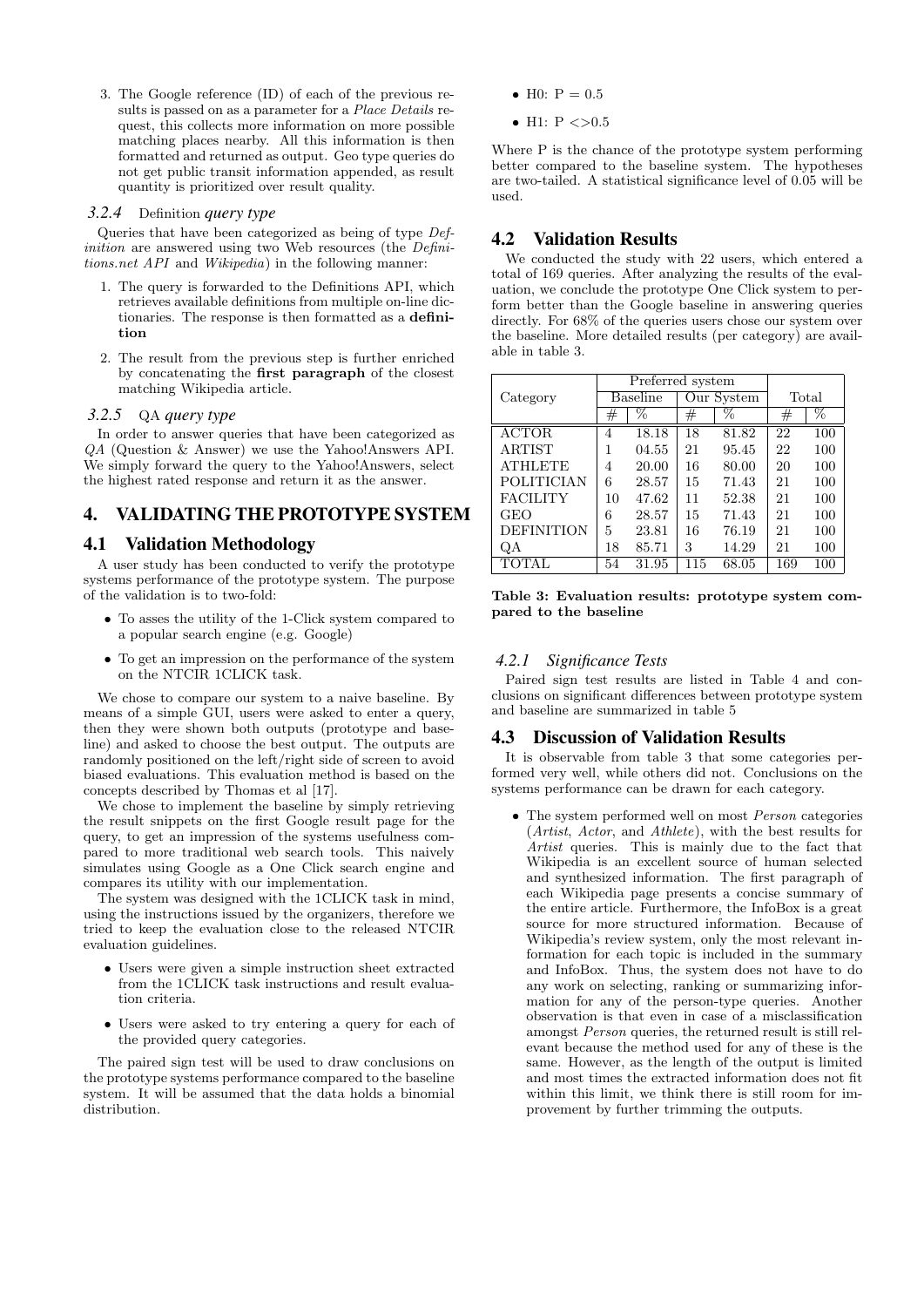3. The Google reference (ID) of each of the previous results is passed on as a parameter for a *Place Details* request, this collects more information on more possible matching places nearby. All this information is then formatted and returned as output. Geo type queries do not get public transit information appended, as result quantity is prioritized over result quality.

### 3.2.4 Definition *query type*

Queries that have been categorized as being of type *Definition* are answered using two Web resources (the *Definitions.net API* and *Wikipedia*) in the following manner:

1. The query is forwarded to the Definitions API, which retrieves available definitions from multiple on-line dictionaries. The response is then formatted as a **definition**
2. The result from the previous step is further enriched by concatenating the **first paragraph** of the closest matching Wikipedia article.

### 3.2.5 QA *query type*

In order to answer queries that have been categorized as *QA* (Question & Answer) we use the Yahoo!Answers API. We simply forward the query to the Yahoo!Answers, select the highest rated response and return it as the answer.

# 4. VALIDATING THE PROTOTYPE SYSTEM

## 4.1 Validation Methodology

A user study has been conducted to verify the prototype systems performance of the prototype system. The purpose of the validation is to two-fold:

- To asses the utility of the 1-Click system compared to a popular search engine (e.g. Google)
- To get an impression on the performance of the system on the NTCIR 1CLICK task.

We chose to compare our system to a naive baseline. By means of a simple GUI, users were asked to enter a query, then they were shown both outputs (prototype and baseline) and asked to choose the best output. The outputs are randomly positioned on the left/right side of screen to avoid biased evaluations. This evaluation method is based on the concepts described by Thomas et al [17].

We chose to implement the baseline by simply retrieving the result snippets on the first Google result page for the query, to get an impression of the systems usefulness compared to more traditional web search tools. This naively simulates using Google as a One Click search engine and compares its utility with our implementation.

The system was designed with the 1CLICK task in mind, using the instructions issued by the organizers, therefore we tried to keep the evaluation close to the released NTCIR evaluation guidelines.

- Users were given a simple instruction sheet extracted from the 1CLICK task instructions and result evaluation criteria.
- Users were asked to try entering a query for each of the provided query categories.

The paired sign test will be used to draw conclusions on the prototype systems performance compared to the baseline system. It will be assumed that the data holds a binomial distribution.

- H0: P = 0.5
- H1: P <>0.5

Where P is the chance of the prototype system performing better compared to the baseline system. The hypotheses are two-tailed. A statistical significance level of 0.05 will be used.

## 4.2 Validation Results

We conducted the study with 22 users, which entered a total of 169 queries. After analyzing the results of the evaluation, we conclude the prototype One Click system to perform better than the Google baseline in answering queries directly. For 68% of the queries users chose our system over the baseline. More detailed results (per category) are available in table 3.

| Category | Preferred system | | | | Total | |
|---|---|---|---|---|---|---|
| | Baseline | | Our System | | | |
| | # | % | # | % | # | % |
| ACTOR | 4 | 18.18 | 18 | 81.82 | 22 | 100 |
| ARTIST | 1 | 04.55 | 21 | 95.45 | 22 | 100 |
| ATHLETE | 4 | 20.00 | 16 | 80.00 | 20 | 100 |
| POLITICIAN | 6 | 28.57 | 15 | 71.43 | 21 | 100 |
| FACILITY | 10 | 47.62 | 11 | 52.38 | 21 | 100 |
| GEO | 6 | 28.57 | 15 | 71.43 | 21 | 100 |
| DEFINITION | 5 | 23.81 | 16 | 76.19 | 21 | 100 |
| QA | 18 | 85.71 | 3 | 14.29 | 21 | 100 |
| TOTAL | 54 | 31.95 | 115 | 68.05 | 169 | 100 |

**Table 3: Evaluation results: prototype system compared to the baseline**

### 4.2.1 *Significance Tests*

Paired sign test results are listed in Table 4 and conclusions on significant differences between prototype system and baseline are summarized in table 5

## 4.3 Discussion of Validation Results

It is observable from table 3 that some categories performed very well, while others did not. Conclusions on the systems performance can be drawn for each category.

- The system performed well on most *Person* categories (*Artist*, *Actor*, and *Athlete*), with the best results for *Artist* queries. This is mainly due to the fact that Wikipedia is an excellent source of human selected and synthesized information. The first paragraph of each Wikipedia page presents a concise summary of the entire article. Furthermore, the InfoBox is a great source for more structured information. Because of Wikipedia's review system, only the most relevant information for each topic is included in the summary and InfoBox. Thus, the system does not have to do any work on selecting, ranking or summarizing information for any of the person-type queries. Another observation is that even in case of a misclassification amongst *Person* queries, the returned result is still relevant because the method used for any of these is the same. However, as the length of the output is limited and most times the extracted information does not fit within this limit, we think there is still room for improvement by further trimming the outputs.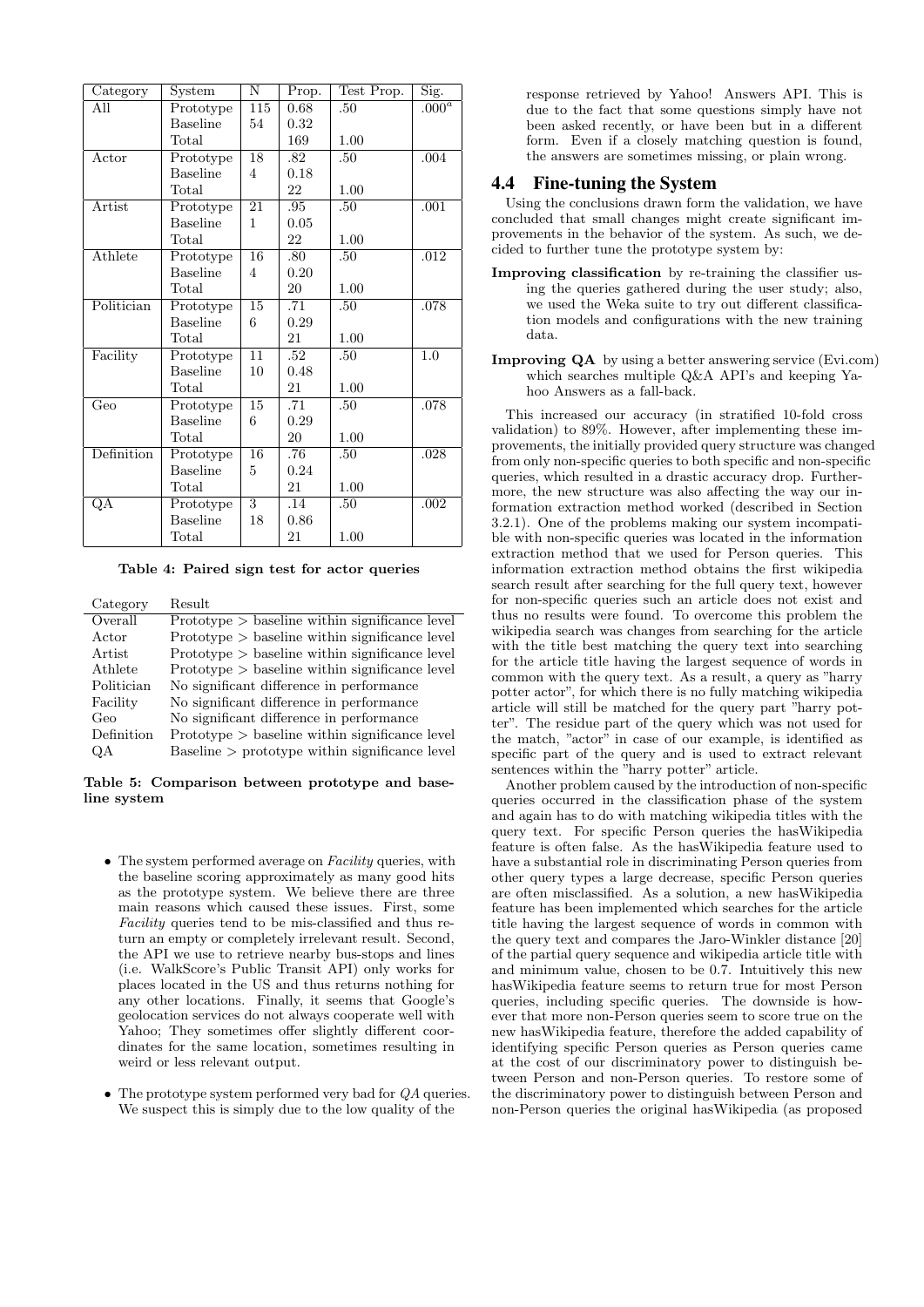| Category | System | N | Prop. | Test Prop. | Sig. |
|---|---|---|---|---|---|
| All | Prototype | 115 | 0.68 | .50 | .000[a] |
| | Baseline | 54 | 0.32 | | |
| | Total | | 169 | 1.00 | |
| Actor | Prototype | 18 | .82 | .50 | .004 |
| | Baseline | 4 | 0.18 | | |
| | Total | | 22 | 1.00 | |
| Artist | Prototype | 21 | .95 | .50 | .001 |
| | Baseline | 1 | 0.05 | | |
| | Total | | 22 | 1.00 | |
| Athlete | Prototype | 16 | .80 | .50 | .012 |
| | Baseline | 4 | 0.20 | | |
| | Total | | 20 | 1.00 | |
| Politician | Prototype | 15 | .71 | .50 | .078 |
| | Baseline | 6 | 0.29 | | |
| | Total | | 21 | 1.00 | |
| Facility | Prototype | 11 | .52 | .50 | 1.0 |
| | Baseline | 10 | 0.48 | | |
| | Total | | 21 | 1.00 | |
| Geo | Prototype | 15 | .71 | .50 | .078 |
| | Baseline | 6 | 0.29 | | |
| | Total | | 20 | 1.00 | |
| Definition | Prototype | 16 | .76 | .50 | .028 |
| | Baseline | 5 | 0.24 | | |
| | Total | | 21 | 1.00 | |
| QA | Prototype | 3 | .14 | .50 | .002 |
| | Baseline | 18 | 0.86 | | |
| | Total | | 21 | 1.00 | |

**Table 4: Paired sign test for actor queries**

| Category | Result |
|---|---|
| Overall | Prototype > baseline within significance level |
| Actor | Prototype > baseline within significance level |
| Artist | Prototype > baseline within significance level |
| Athlete | Prototype > baseline within significance level |
| Politician | No significant difference in performance |
| Facility | No significant difference in performance |
| Geo | No significant difference in performance |
| Definition | Prototype > baseline within significance level |
| QA | Baseline > prototype within significance level |

**Table 5: Comparison between prototype and baseline system**

- The system performed average on *Facility* queries, with the baseline scoring approximately as many good hits as the prototype system. We believe there are three main reasons which caused these issues. First, some *Facility* queries tend to be mis-classified and thus return an empty or completely irrelevant result. Second, the API we use to retrieve nearby bus-stops and lines (i.e. WalkScore's Public Transit API) only works for places located in the US and thus returns nothing for any other locations. Finally, it seems that Google's geolocation services do not always cooperate well with Yahoo; They sometimes offer slightly different coordinates for the same location, sometimes resulting in weird or less relevant output.
- The prototype system performed very bad for *QA* queries. We suspect this is simply due to the low quality of the response retrieved by Yahoo! Answers API. This is due to the fact that some questions simply have not been asked recently, or have been but in a different form. Even if a closely matching question is found, the answers are sometimes missing, or plain wrong.

## 4.4 Fine-tuning the System

Using the conclusions drawn form the validation, we have concluded that small changes might create significant improvements in the behavior of the system. As such, we decided to further tune the prototype system by:

**Improving classification** by re-training the classifier using the queries gathered during the user study; also, we used the Weka suite to try out different classification models and configurations with the new training data.

**Improving QA** by using a better answering service (Evi.com) which searches multiple Q&A API's and keeping Yahoo Answers as a fall-back.

This increased our accuracy (in stratified 10-fold cross validation) to 89%. However, after implementing these improvements, the initially provided query structure was changed from only non-specific queries to both specific and non-specific queries, which resulted in a drastic accuracy drop. Furthermore, the new structure was also affecting the way our information extraction method worked (described in Section 3.2.1). One of the problems making our system incompatible with non-specific queries was located in the information extraction method that we used for Person queries. This information extraction method obtains the first wikipedia search result after searching for the full query text, however for non-specific queries such an article does not exist and thus no results were found. To overcome this problem the wikipedia search was changes from searching for the article with the title best matching the query text into searching for the article title having the largest sequence of words in common with the query text. As a result, a query as "harry potter actor", for which there is no fully matching wikipedia article will still be matched for the query part "harry potter". The residue part of the query which was not used for the match, "actor" in case of our example, is identified as specific part of the query and is used to extract relevant sentences within the "harry potter" article.

Another problem caused by the introduction of non-specific queries occurred in the classification phase of the system and again has to do with matching wikipedia titles with the query text. For specific Person queries the hasWikipedia feature is often false. As the hasWikipedia feature used to have a substantial role in discriminating Person queries from other query types a large decrease, specific Person queries are often misclassified. As a solution, a new hasWikipedia feature has been implemented which searches for the article title having the largest sequence of words in common with the query text and compares the Jaro-Winkler distance [20] of the partial query sequence and wikipedia article title with and minimum value, chosen to be 0.7. Intuitively this new hasWikipedia feature seems to return true for most Person queries, including specific queries. The downside is however that more non-Person queries seem to score true on the new hasWikipedia feature, therefore the added capability of identifying specific Person queries as Person queries came at the cost of our discriminatory power to distinguish between Person and non-Person queries. To restore some of the discriminatory power to distinguish between Person and non-Person queries the original hasWikipedia (as proposed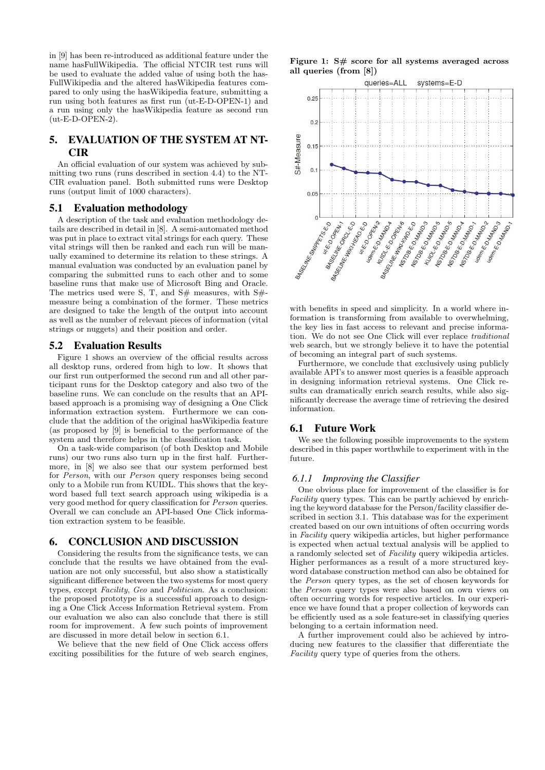in [9] has been re-introduced as additional feature under the name hasFullWikipedia. The official NTCIR test runs will be used to evaluate the added value of using both the hasFullWikipedia and the altered hasWikipedia features compared to only using the hasWikipedia feature, submitting a run using both features as first run (ut-E-D-OPEN-1) and a run using only the hasWikipedia feature as second run (ut-E-D-OPEN-2).

# 5. EVALUATION OF THE SYSTEM AT NTCIR

An official evaluation of our system was achieved by submitting two runs (runs described in section 4.4) to the NTCIR evaluation panel. Both submitted runs were Desktop runs (output limit of 1000 characters).

## 5.1 Evaluation methodology

A description of the task and evaluation methodology details are described in detail in [8]. A semi-automated method was put in place to extract vital strings for each query. These vital strings will then be ranked and each run will be manually examined to determine its relation to these strings. A manual evaluation was conducted by an evaluation panel by comparing the submitted runs to each other and to some baseline runs that make use of Microsoft Bing and Oracle. The metrics used were S, T, and S# measures, with S#-measure being a combination of the former. These metrics are designed to take the length of the output into account as well as the number of relevant pieces of information (vital strings or nuggets) and their position and order.

## 5.2 Evaluation Results

Figure 1 shows an overview of the official results across all desktop runs, ordered from high to low. It shows that our first run outperformed the second run and all other participant runs for the Desktop category and also two of the baseline runs. We can conclude on the results that an API-based approach is a promising way of designing a One Click information extraction system. Furthermore we can conclude that the addition of the original hasWikipedia feature (as proposed by [9] is beneficial to the performance of the system and therefore helps in the classification task.

On a task-wide comparison (of both Desktop and Mobile runs) our two runs also turn up in the first half. Furthermore, in [8] we also see that our system performed best for *Person*, with our *Person* query responses being second only to a Mobile run from KUIDL. This shows that the keyword based full text search approach using wikipedia is a very good method for query classification for *Person* queries. Overall we can conclude an API-based One Click information extraction system to be feasible.

# 6. CONCLUSION AND DISCUSSION

Considering the results from the significance tests, we can conclude that the results we have obtained from the evaluation are not only successful, but also show a statistically significant difference between the two systems for most query types, except *Facility*, *Geo* and *Politician*. As a conclusion: the proposed prototype is a successful approach to designing a One Click Access Information Retrieval system. From our evaluation we also can also conclude that there is still room for improvement. A few such points of improvement are discussed in more detail below in section 6.1.

We believe that the new field of One Click access offers exciting possibilities for the future of web search engines,

**Figure 1: S# score for all systems averaged across all queries (from [8])**

with benefits in speed and simplicity. In a world where information is transforming from available to overwhelming, the key lies in fast access to relevant and precise information. We do not see One Click will ever replace *traditional* web search, but we strongly believe it to have the potential of becoming an integral part of such systems.

Furthermore, we conclude that exclusively using publicly available API's to answer most queries is a feasible approach in designing information retrieval systems. One Click results can dramatically enrich search results, while also significantly decrease the average time of retrieving the desired information.

## 6.1 Future Work

We see the following possible improvements to the system described in this paper worthwhile to experiment with in the future.

### 6.1.1 Improving the Classifier

One obvious place for improvement of the classifier is for *Facility* query types. This can be partly achieved by enriching the keyword database for the Person/facility classifier described in section 3.1. This database was for the experiment created based on our own intuitions of often occurring words in *Facility* query wikipedia articles, but higher performance is expected when actual textual analysis will be applied to a randomly selected set of *Facility* query wikipedia articles. Higher performances as a result of a more structured keyword database construction method can also be obtained for the *Person* query types, as the set of chosen keywords for the *Person* query types were also based on own views on often occurring words for respective articles. In our experience we have found that a proper collection of keywords can be efficiently used as a sole feature-set in classifying queries belonging to a certain information need.

A further improvement could also be achieved by introducing new features to the classifier that differentiate the *Facility* query type of queries from the others.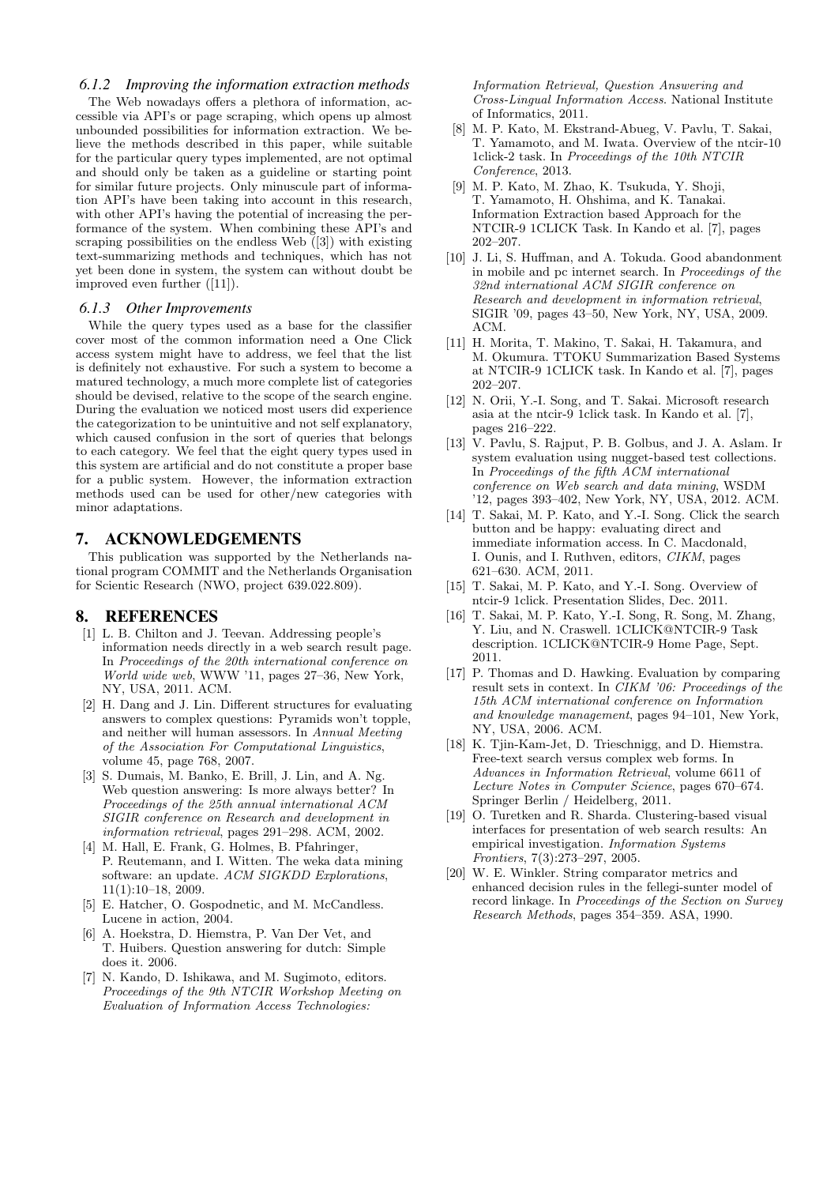#### 6.1.2 Improving the information extraction methods

The Web nowadays offers a plethora of information, accessible via API's or page scraping, which opens up almost unbounded possibilities for information extraction. We believe the methods described in this paper, while suitable for the particular query types implemented, are not optimal and should only be taken as a guideline or starting point for similar future projects. Only minuscule part of information API's have been taking into account in this research, with other API's having the potential of increasing the performance of the system. When combining these API's and scraping possibilities on the endless Web ([3]) with existing text-summarizing methods and techniques, which has not yet been done in system, the system can without doubt be improved even further ([11]).

#### 6.1.3 Other Improvements

While the query types used as a base for the classifier cover most of the common information need a One Click access system might have to address, we feel that the list is definitely not exhaustive. For such a system to become a matured technology, a much more complete list of categories should be devised, relative to the scope of the search engine. During the evaluation we noticed most users did experience the categorization to be unintuitive and not self explanatory, which caused confusion in the sort of queries that belongs to each category. We feel that the eight query types used in this system are artificial and do not constitute a proper base for a public system. However, the information extraction methods used can be used for other/new categories with minor adaptations.

## 7. ACKNOWLEDGEMENTS

This publication was supported by the Netherlands national program COMMIT and the Netherlands Organisation for Scientic Research (NWO, project 639.022.809).

## 8. REFERENCES

[1] L. B. Chilton and J. Teevan. Addressing people's information needs directly in a web search result page. In *Proceedings of the 20th international conference on World wide web*, WWW '11, pages 27–36, New York, NY, USA, 2011. ACM.

[2] H. Dang and J. Lin. Different structures for evaluating answers to complex questions: Pyramids won't topple, and neither will human assessors. In *Annual Meeting of the Association For Computational Linguistics*, volume 45, page 768, 2007.

[3] S. Dumais, M. Banko, E. Brill, J. Lin, and A. Ng. Web question answering: Is more always better? In *Proceedings of the 25th annual international ACM SIGIR conference on Research and development in information retrieval*, pages 291–298. ACM, 2002.

[4] M. Hall, E. Frank, G. Holmes, B. Pfahringer, P. Reutemann, and I. Witten. The weka data mining software: an update. *ACM SIGKDD Explorations*, 11(1):10–18, 2009.

[5] E. Hatcher, O. Gospodnetic, and M. McCandless. Lucene in action, 2004.

[6] A. Hoekstra, D. Hiemstra, P. Van Der Vet, and T. Huibers. Question answering for dutch: Simple does it. 2006.

[7] N. Kando, D. Ishikawa, and M. Sugimoto, editors. *Proceedings of the 9th NTCIR Workshop Meeting on Evaluation of Information Access Technologies: Information Retrieval, Question Answering and Cross-Lingual Information Access*. National Institute of Informatics, 2011.

[8] M. P. Kato, M. Ekstrand-Abueg, V. Pavlu, T. Sakai, T. Yamamoto, and M. Iwata. Overview of the ntcir-10 1click-2 task. In *Proceedings of the 10th NTCIR Conference*, 2013.

[9] M. P. Kato, M. Zhao, K. Tsukuda, Y. Shoji, T. Yamamoto, H. Ohshima, and K. Tanakai. Information Extraction based Approach for the NTCIR-9 1CLICK Task. In Kando et al. [7], pages 202–207.

[10] J. Li, S. Huffman, and A. Tokuda. Good abandonment in mobile and pc internet search. In *Proceedings of the 32nd international ACM SIGIR conference on Research and development in information retrieval*, SIGIR '09, pages 43–50, New York, NY, USA, 2009. ACM.

[11] H. Morita, T. Makino, T. Sakai, H. Takamura, and M. Okumura. TTOKU Summarization Based Systems at NTCIR-9 1CLICK task. In Kando et al. [7], pages 202–207.

[12] N. Orii, Y.-I. Song, and T. Sakai. Microsoft research asia at the ntcir-9 1click task. In Kando et al. [7], pages 216–222.

[13] V. Pavlu, S. Rajput, P. B. Golbus, and J. A. Aslam. Ir system evaluation using nugget-based test collections. In *Proceedings of the fifth ACM international conference on Web search and data mining*, WSDM '12, pages 393–402, New York, NY, USA, 2012. ACM.

[14] T. Sakai, M. P. Kato, and Y.-I. Song. Click the search button and be happy: evaluating direct and immediate information access. In C. Macdonald, I. Ounis, and I. Ruthven, editors, *CIKM*, pages 621–630. ACM, 2011.

[15] T. Sakai, M. P. Kato, and Y.-I. Song. Overview of ntcir-9 1click. Presentation Slides, Dec. 2011.

[16] T. Sakai, M. P. Kato, Y.-I. Song, R. Song, M. Zhang, Y. Liu, and N. Craswell. 1CLICK@NTCIR-9 Task description. 1CLICK@NTCIR-9 Home Page, Sept. 2011.

[17] P. Thomas and D. Hawking. Evaluation by comparing result sets in context. In *CIKM '06: Proceedings of the 15th ACM international conference on Information and knowledge management*, pages 94–101, New York, NY, USA, 2006. ACM.

[18] K. Tjin-Kam-Jet, D. Trieschnigg, and D. Hiemstra. Free-text search versus complex web forms. In *Advances in Information Retrieval*, volume 6611 of *Lecture Notes in Computer Science*, pages 670–674. Springer Berlin / Heidelberg, 2011.

[19] O. Turetken and R. Sharda. Clustering-based visual interfaces for presentation of web search results: An empirical investigation. *Information Systems Frontiers*, 7(3):273–297, 2005.

[20] W. E. Winkler. String comparator metrics and enhanced decision rules in the fellegi-sunter model of record linkage. In *Proceedings of the Section on Survey Research Methods*, pages 354–359. ASA, 1990.